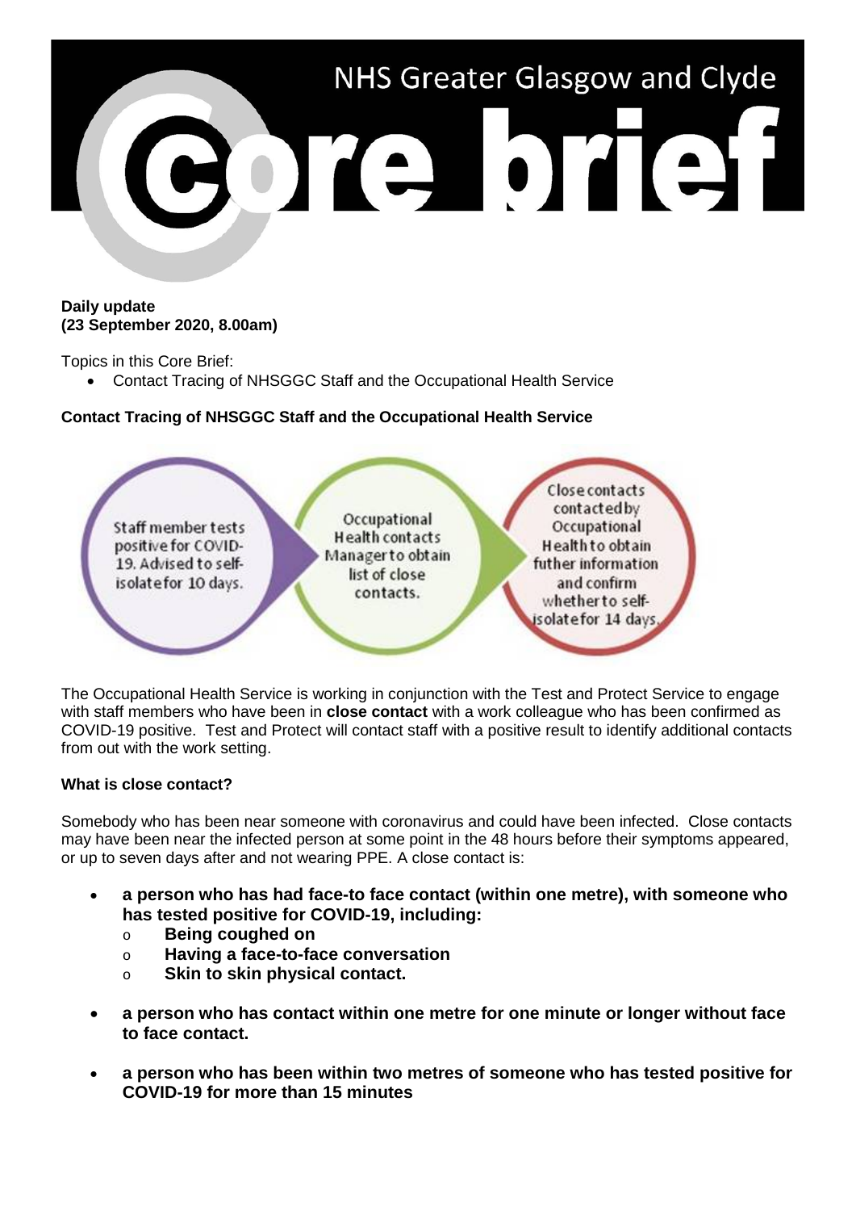# NHS Greater Glasgow and Clyde

# Core brief

**Daily update**
**(23 September 2020, 8.00am)**

Topics in this Core Brief:

- Contact Tracing of NHSGGC Staff and the Occupational Health Service

## Contact Tracing of NHSGGC Staff and the Occupational Health Service

Staff member tests positive for COVID-19. Advised to self-isolate for 10 days.

Occupational Health contacts Manager to obtain list of close contacts.

Close contacts contacted by Occupational Health to obtain futher information and confirm whether to self-isolate for 14 days.

The Occupational Health Service is working in conjunction with the Test and Protect Service to engage with staff members who have been in **close contact** with a work colleague who has been confirmed as COVID-19 positive. Test and Protect will contact staff with a positive result to identify additional contacts from out with the work setting.

### What is close contact?

Somebody who has been near someone with coronavirus and could have been infected. Close contacts may have been near the infected person at some point in the 48 hours before their symptoms appeared, or up to seven days after and not wearing PPE. A close contact is:

- **a person who has had face-to face contact (within one metre), with someone who has tested positive for COVID-19, including:**
  - **Being coughed on**
  - **Having a face-to-face conversation**
  - **Skin to skin physical contact.**
- **a person who has contact within one metre for one minute or longer without face to face contact.**
- **a person who has been within two metres of someone who has tested positive for COVID-19 for more than 15 minutes**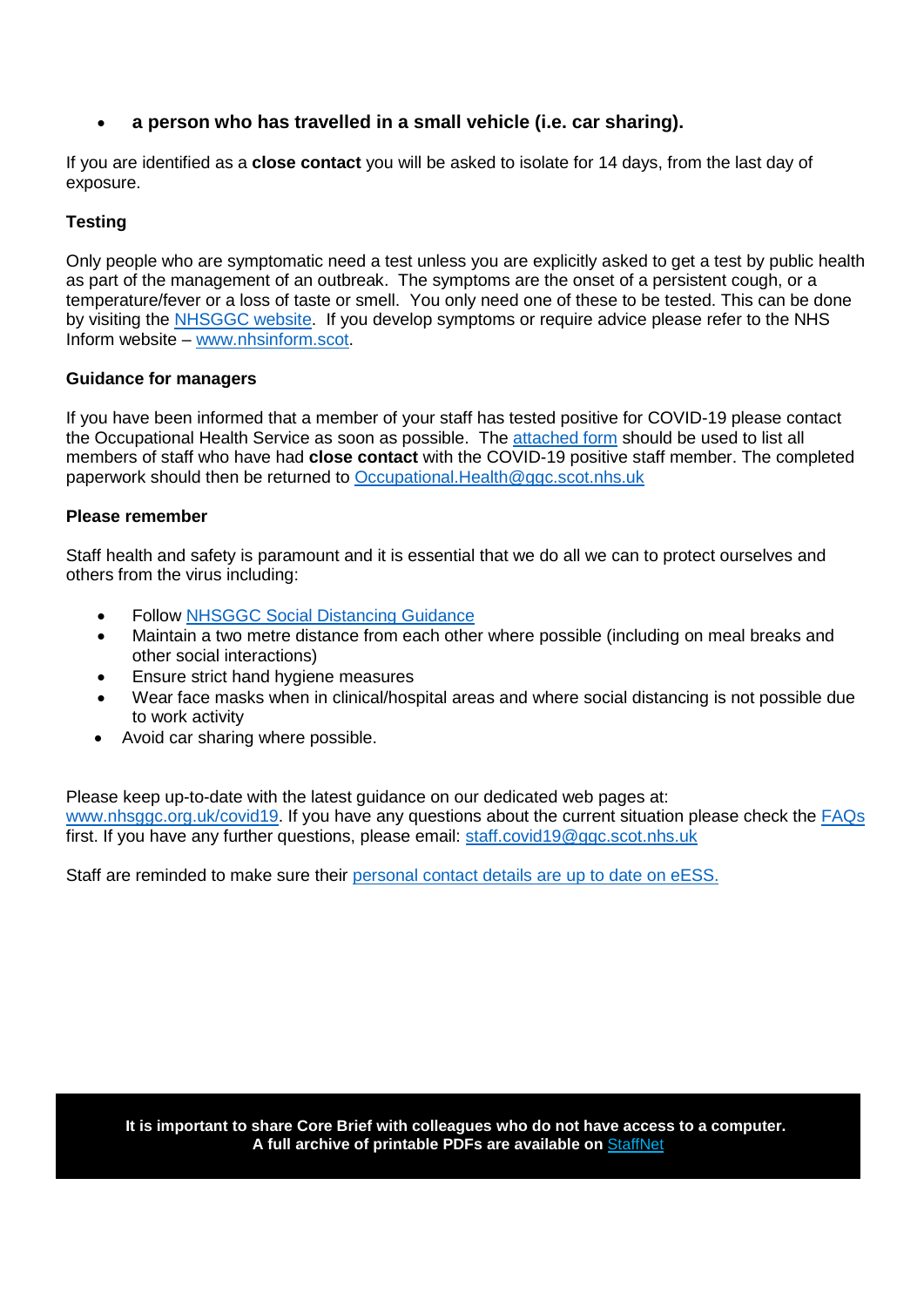- **a person who has travelled in a small vehicle (i.e. car sharing).**

If you are identified as a **close contact** you will be asked to isolate for 14 days, from the last day of exposure.

**Testing**

Only people who are symptomatic need a test unless you are explicitly asked to get a test by public health as part of the management of an outbreak. The symptoms are the onset of a persistent cough, or a temperature/fever or a loss of taste or smell. You only need one of these to be tested. This can be done by visiting the NHSGGC website. If you develop symptoms or require advice please refer to the NHS Inform website – www.nhsinform.scot.

**Guidance for managers**

If you have been informed that a member of your staff has tested positive for COVID-19 please contact the Occupational Health Service as soon as possible. The attached form should be used to list all members of staff who have had **close contact** with the COVID-19 positive staff member. The completed paperwork should then be returned to Occupational.Health@ggc.scot.nhs.uk

**Please remember**

Staff health and safety is paramount and it is essential that we do all we can to protect ourselves and others from the virus including:

- Follow NHSGGC Social Distancing Guidance
- Maintain a two metre distance from each other where possible (including on meal breaks and other social interactions)
- Ensure strict hand hygiene measures
- Wear face masks when in clinical/hospital areas and where social distancing is not possible due to work activity
- Avoid car sharing where possible.

Please keep up-to-date with the latest guidance on our dedicated web pages at: www.nhsggc.org.uk/covid19. If you have any questions about the current situation please check the FAQs first. If you have any further questions, please email: staff.covid19@ggc.scot.nhs.uk

Staff are reminded to make sure their personal contact details are up to date on eESS.

**It is important to share Core Brief with colleagues who do not have access to a computer.**
**A full archive of printable PDFs are available on StaffNet**